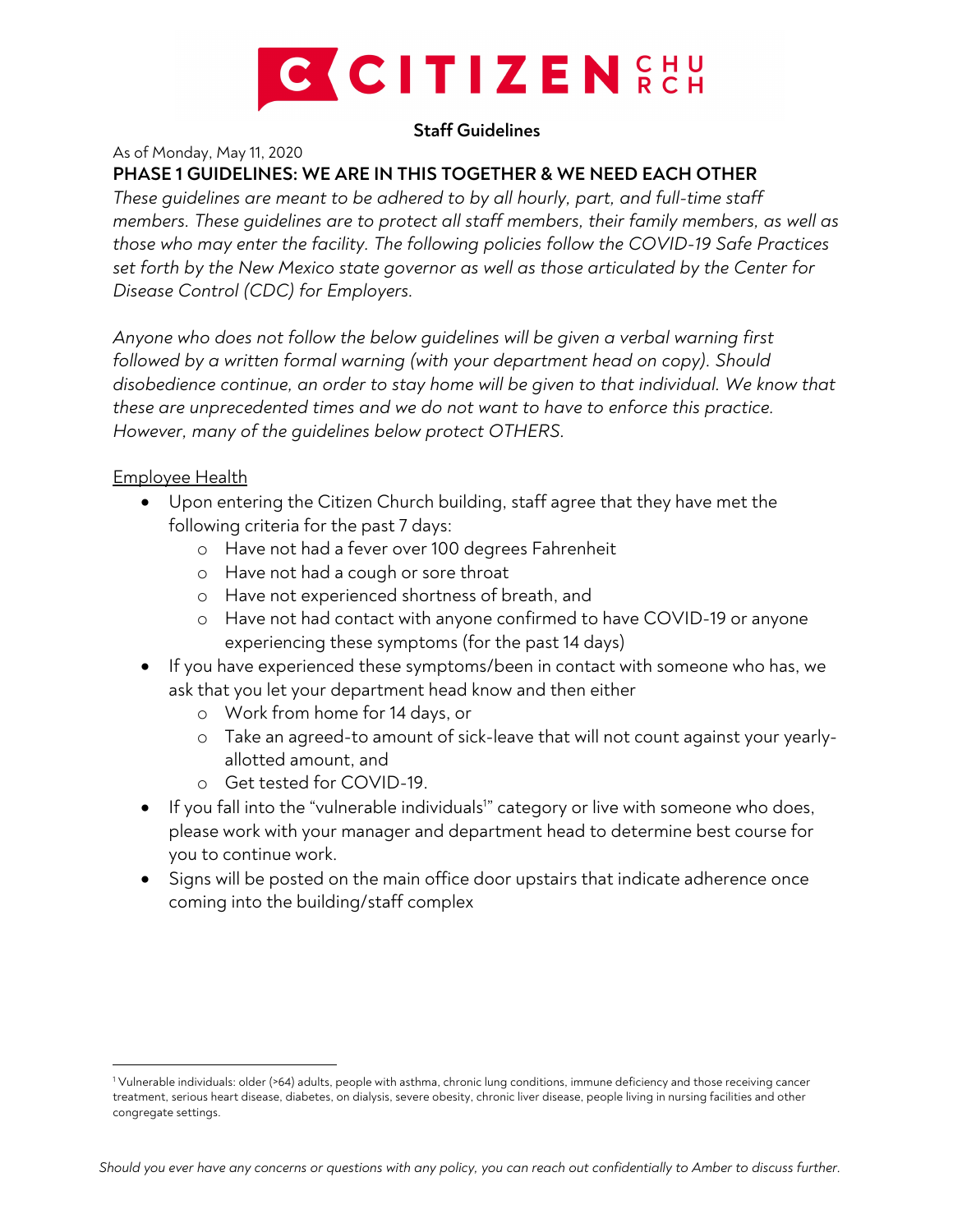# CITIZEN CHURCH

**Staff Guidelines**

As of Monday, May 11, 2020

## PHASE 1 GUIDELINES: WE ARE IN THIS TOGETHER & WE NEED EACH OTHER

*These guidelines are meant to be adhered to by all hourly, part, and full-time staff members. These guidelines are to protect all staff members, their family members, as well as those who may enter the facility. The following policies follow the COVID-19 Safe Practices set forth by the New Mexico state governor as well as those articulated by the Center for Disease Control (CDC) for Employers.*

*Anyone who does not follow the below guidelines will be given a verbal warning first followed by a written formal warning (with your department head on copy). Should disobedience continue, an order to stay home will be given to that individual. We know that these are unprecedented times and we do not want to have to enforce this practice. However, many of the guidelines below protect OTHERS.*

<u>Employee Health</u>

- Upon entering the Citizen Church building, staff agree that they have met the following criteria for the past 7 days:
  - Have not had a fever over 100 degrees Fahrenheit
  - Have not had a cough or sore throat
  - Have not experienced shortness of breath, and
  - Have not had contact with anyone confirmed to have COVID-19 or anyone experiencing these symptoms (for the past 14 days)
- If you have experienced these symptoms/been in contact with someone who has, we ask that you let your department head know and then either
  - Work from home for 14 days, or
  - Take an agreed-to amount of sick-leave that will not count against your yearly-allotted amount, and
  - Get tested for COVID-19.
- If you fall into the "vulnerable individuals[1]" category or live with someone who does, please work with your manager and department head to determine best course for you to continue work.
- Signs will be posted on the main office door upstairs that indicate adherence once coming into the building/staff complex

[1] Vulnerable individuals: older (>64) adults, people with asthma, chronic lung conditions, immune deficiency and those receiving cancer treatment, serious heart disease, diabetes, on dialysis, severe obesity, chronic liver disease, people living in nursing facilities and other congregate settings.

*Should you ever have any concerns or questions with any policy, you can reach out confidentially to Amber to discuss further.*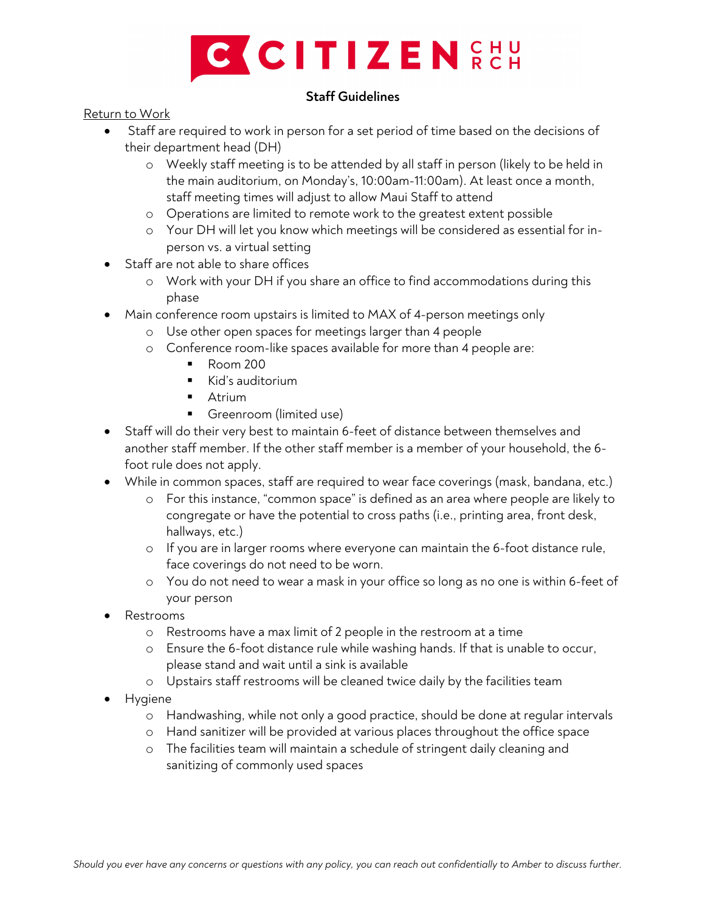# CITIZEN CHURCH

**Staff Guidelines**

<u>Return to Work</u>

- Staff are required to work in person for a set period of time based on the decisions of their department head (DH)
  - Weekly staff meeting is to be attended by all staff in person (likely to be held in the main auditorium, on Monday's, 10:00am-11:00am). At least once a month, staff meeting times will adjust to allow Maui Staff to attend
  - Operations are limited to remote work to the greatest extent possible
  - Your DH will let you know which meetings will be considered as essential for in-person vs. a virtual setting
- Staff are not able to share offices
  - Work with your DH if you share an office to find accommodations during this phase
- Main conference room upstairs is limited to MAX of 4-person meetings only
  - Use other open spaces for meetings larger than 4 people
  - Conference room-like spaces available for more than 4 people are:
    - Room 200
    - Kid's auditorium
    - Atrium
    - Greenroom (limited use)
- Staff will do their very best to maintain 6-feet of distance between themselves and another staff member. If the other staff member is a member of your household, the 6-foot rule does not apply.
- While in common spaces, staff are required to wear face coverings (mask, bandana, etc.)
  - For this instance, "common space" is defined as an area where people are likely to congregate or have the potential to cross paths (i.e., printing area, front desk, hallways, etc.)
  - If you are in larger rooms where everyone can maintain the 6-foot distance rule, face coverings do not need to be worn.
  - You do not need to wear a mask in your office so long as no one is within 6-feet of your person
- Restrooms
  - Restrooms have a max limit of 2 people in the restroom at a time
  - Ensure the 6-foot distance rule while washing hands. If that is unable to occur, please stand and wait until a sink is available
  - Upstairs staff restrooms will be cleaned twice daily by the facilities team
- Hygiene
  - Handwashing, while not only a good practice, should be done at regular intervals
  - Hand sanitizer will be provided at various places throughout the office space
  - The facilities team will maintain a schedule of stringent daily cleaning and sanitizing of commonly used spaces

*Should you ever have any concerns or questions with any policy, you can reach out confidentially to Amber to discuss further.*